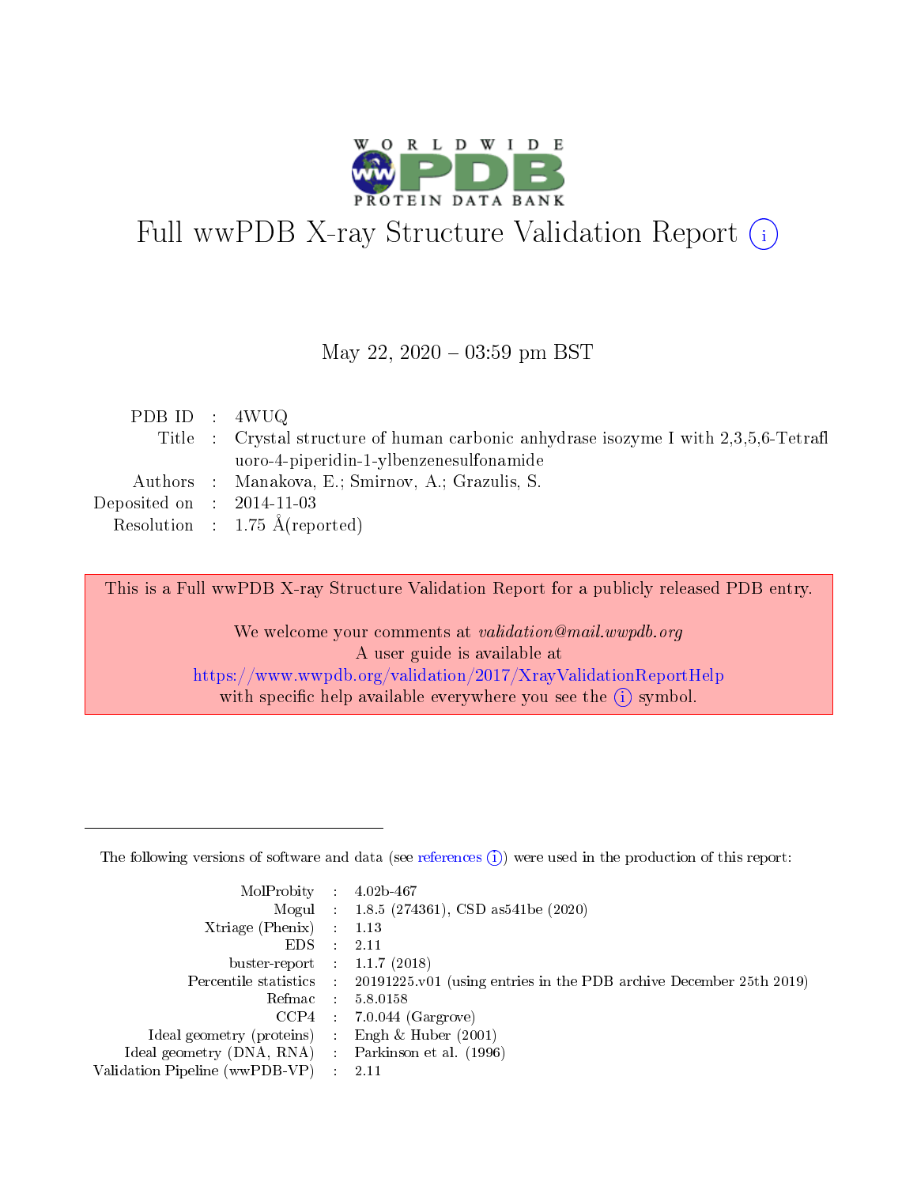# Full wwPDB X-ray Structure Validation Report (i)

May 22, 2020 – 03:59 pm BST

| | | |
|---|---|---|
| PDB ID | : | 4WUQ |
| Title | : | Crystal structure of human carbonic anhydrase isozyme I with 2,3,5,6-Tetrafluoro-4-piperidin-1-ylbenzenesulfonamide |
| Authors | : | Manakova, E.; Smirnov, A.; Grazulis, S. |
| Deposited on | : | 2014-11-03 |
| Resolution | : | 1.75 Å(reported) |

This is a Full wwPDB X-ray Structure Validation Report for a publicly released PDB entry.

We welcome your comments at *validation@mail.wwpdb.org*
A user guide is available at
https://www.wwpdb.org/validation/2017/XrayValidationReportHelp
with specific help available everywhere you see the (i) symbol.

The following versions of software and data (see references (i)) were used in the production of this report:

| | | |
|---|---|---|
| MolProbity | : | 4.02b-467 |
| Mogul | : | 1.8.5 (274361), CSD as541be (2020) |
| Xtriage (Phenix) | : | 1.13 |
| EDS | : | 2.11 |
| buster-report | : | 1.1.7 (2018) |
| Percentile statistics | : | 20191225.v01 (using entries in the PDB archive December 25th 2019) |
| Refmac | : | 5.8.0158 |
| CCP4 | : | 7.0.044 (Gargrove) |
| Ideal geometry (proteins) | : | Engh & Huber (2001) |
| Ideal geometry (DNA, RNA) | : | Parkinson et al. (1996) |
| Validation Pipeline (wwPDB-VP) | : | 2.11 |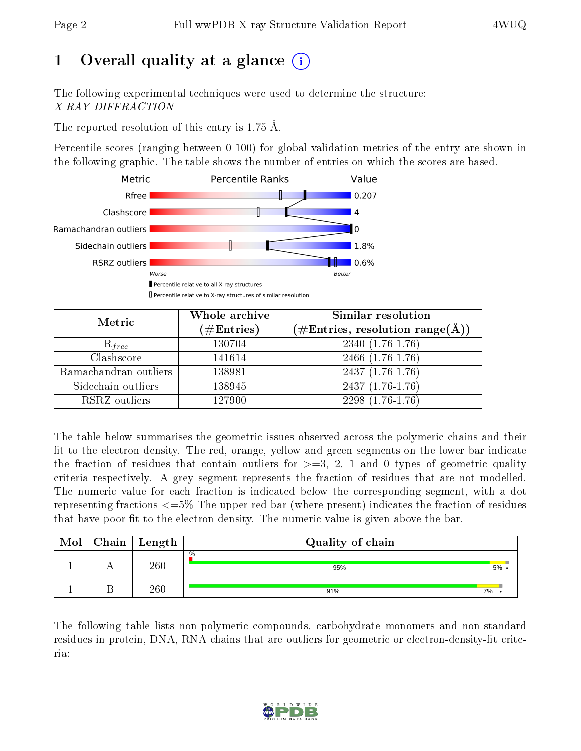# 1 Overall quality at a glance (i)

The following experimental techniques were used to determine the structure:
*X-RAY DIFFRACTION*

The reported resolution of this entry is 1.75 Å.

Percentile scores (ranging between 0-100) for global validation metrics of the entry are shown in the following graphic. The table shows the number of entries on which the scores are based.

| Metric | Value |
|---|---|
| Rfree | 0.207 |
| Clashscore | 4 |
| Ramachandran outliers | 0 |
| Sidechain outliers | 1.8% |
| RSRZ outliers | 0.6% |

Worse — Better

▮ Percentile relative to all X-ray structures
▯ Percentile relative to X-ray structures of similar resolution

| Metric | Whole archive (#Entries) | Similar resolution (#Entries, resolution range(Å)) |
|---|---|---|
| $R_{free}$ | 130704 | 2340 (1.76-1.76) |
| Clashscore | 141614 | 2466 (1.76-1.76) |
| Ramachandran outliers | 138981 | 2437 (1.76-1.76) |
| Sidechain outliers | 138945 | 2437 (1.76-1.76) |
| RSRZ outliers | 127900 | 2298 (1.76-1.76) |

The table below summarises the geometric issues observed across the polymeric chains and their fit to the electron density. The red, orange, yellow and green segments on the lower bar indicate the fraction of residues that contain outliers for >=3, 2, 1 and 0 types of geometric quality criteria respectively. A grey segment represents the fraction of residues that are not modelled. The numeric value for each fraction is indicated below the corresponding segment, with a dot representing fractions <=5% The upper red bar (where present) indicates the fraction of residues that have poor fit to the electron density. The numeric value is given above the bar.

| Mol | Chain | Length | Quality of chain |
|---|---|---|---|
| 1 | A | 260 | % ; 95% ; 5% • |
| 1 | B | 260 | 91% ; 7% • |

The following table lists non-polymeric compounds, carbohydrate monomers and non-standard residues in protein, DNA, RNA chains that are outliers for geometric or electron-density-fit criteria: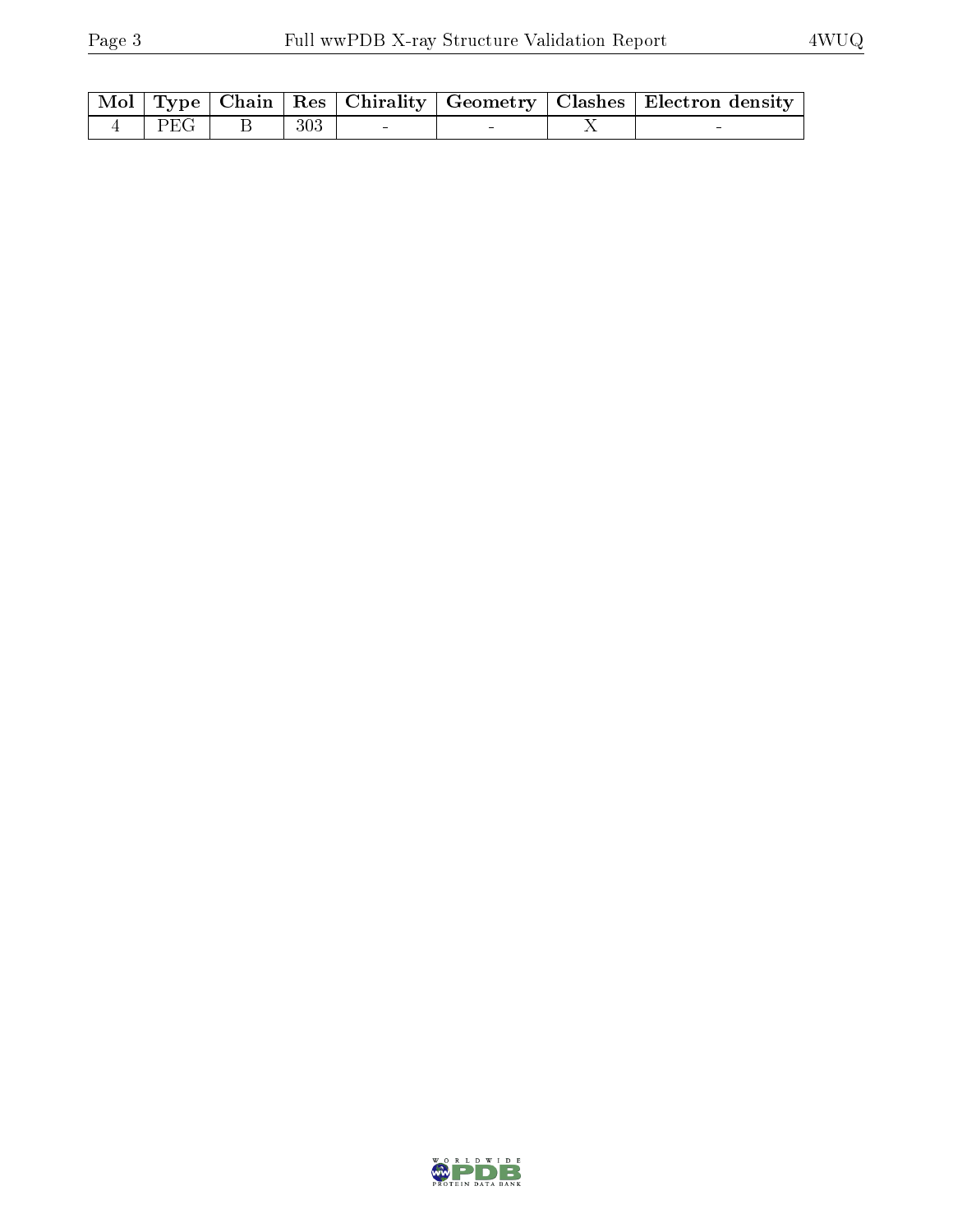| Mol | Type | Chain | Res | Chirality | Geometry | Clashes | Electron density |
| --- | --- | --- | --- | --- | --- | --- | --- |
| 4 | PEG | B | 303 | - | - | X | - |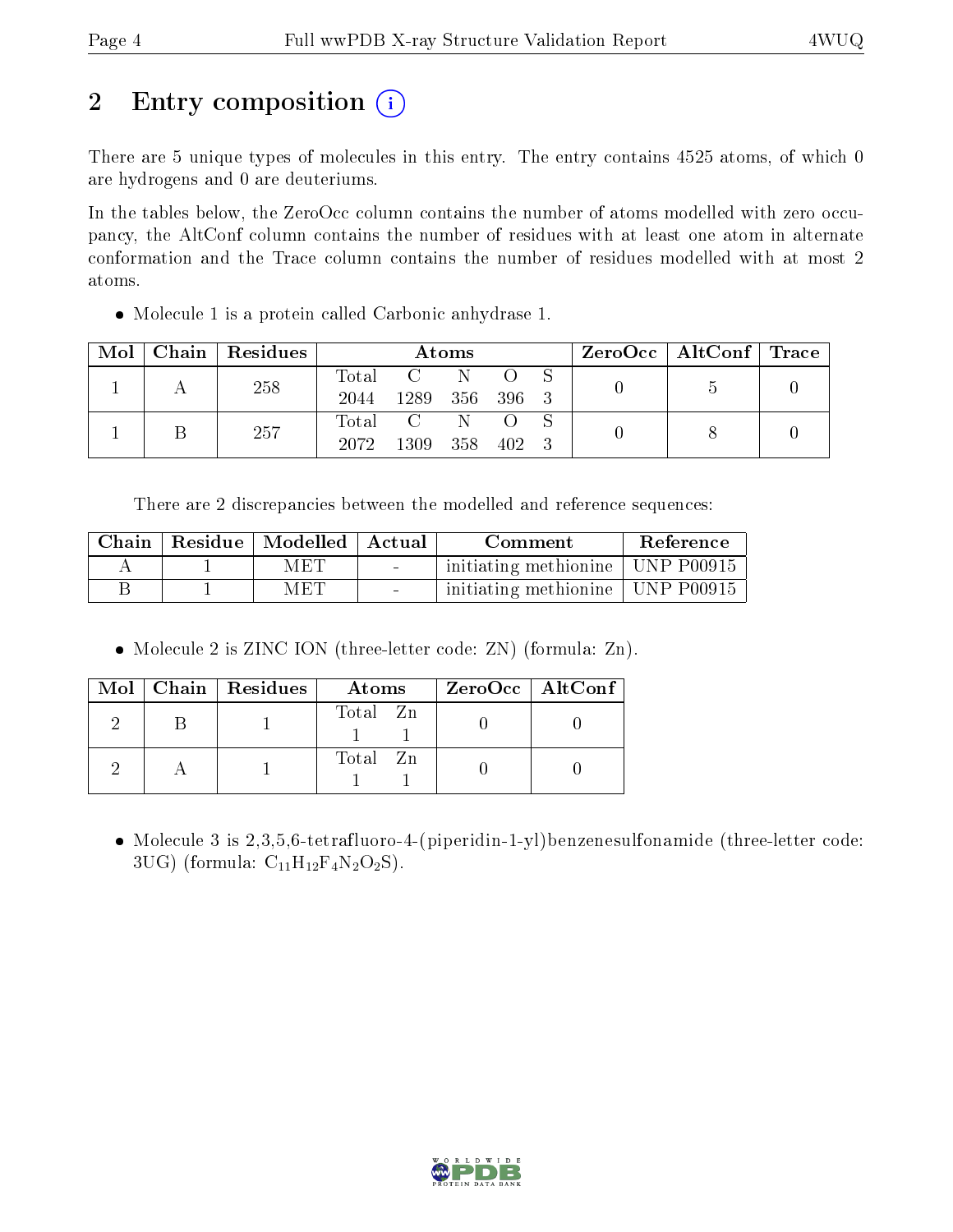# 2 Entry composition

There are 5 unique types of molecules in this entry. The entry contains 4525 atoms, of which 0 are hydrogens and 0 are deuteriums.

In the tables below, the ZeroOcc column contains the number of atoms modelled with zero occupancy, the AltConf column contains the number of residues with at least one atom in alternate conformation and the Trace column contains the number of residues modelled with at most 2 atoms.

- Molecule 1 is a protein called Carbonic anhydrase 1.

| Mol | Chain | Residues | Atoms | | | | | ZeroOcc | AltConf | Trace |
|---|---|---|---|---|---|---|---|---|---|---|
| 1 | A | 258 | Total 2044 | C 1289 | N 356 | O 396 | S 3 | 0 | 5 | 0 |
| 1 | B | 257 | Total 2072 | C 1309 | N 358 | O 402 | S 3 | 0 | 8 | 0 |

There are 2 discrepancies between the modelled and reference sequences:

| Chain | Residue | Modelled | Actual | Comment | Reference |
|---|---|---|---|---|---|
| A | 1 | MET | - | initiating methionine | UNP P00915 |
| B | 1 | MET | - | initiating methionine | UNP P00915 |

- Molecule 2 is ZINC ION (three-letter code: ZN) (formula: Zn).

| Mol | Chain | Residues | Atoms | | ZeroOcc | AltConf |
|---|---|---|---|---|---|---|
| 2 | B | 1 | Total 1 | Zn 1 | 0 | 0 |
| 2 | A | 1 | Total 1 | Zn 1 | 0 | 0 |

- Molecule 3 is 2,3,5,6-tetrafluoro-4-(piperidin-1-yl)benzenesulfonamide (three-letter code: 3UG) (formula: $C_{11}H_{12}F_4N_2O_2S$).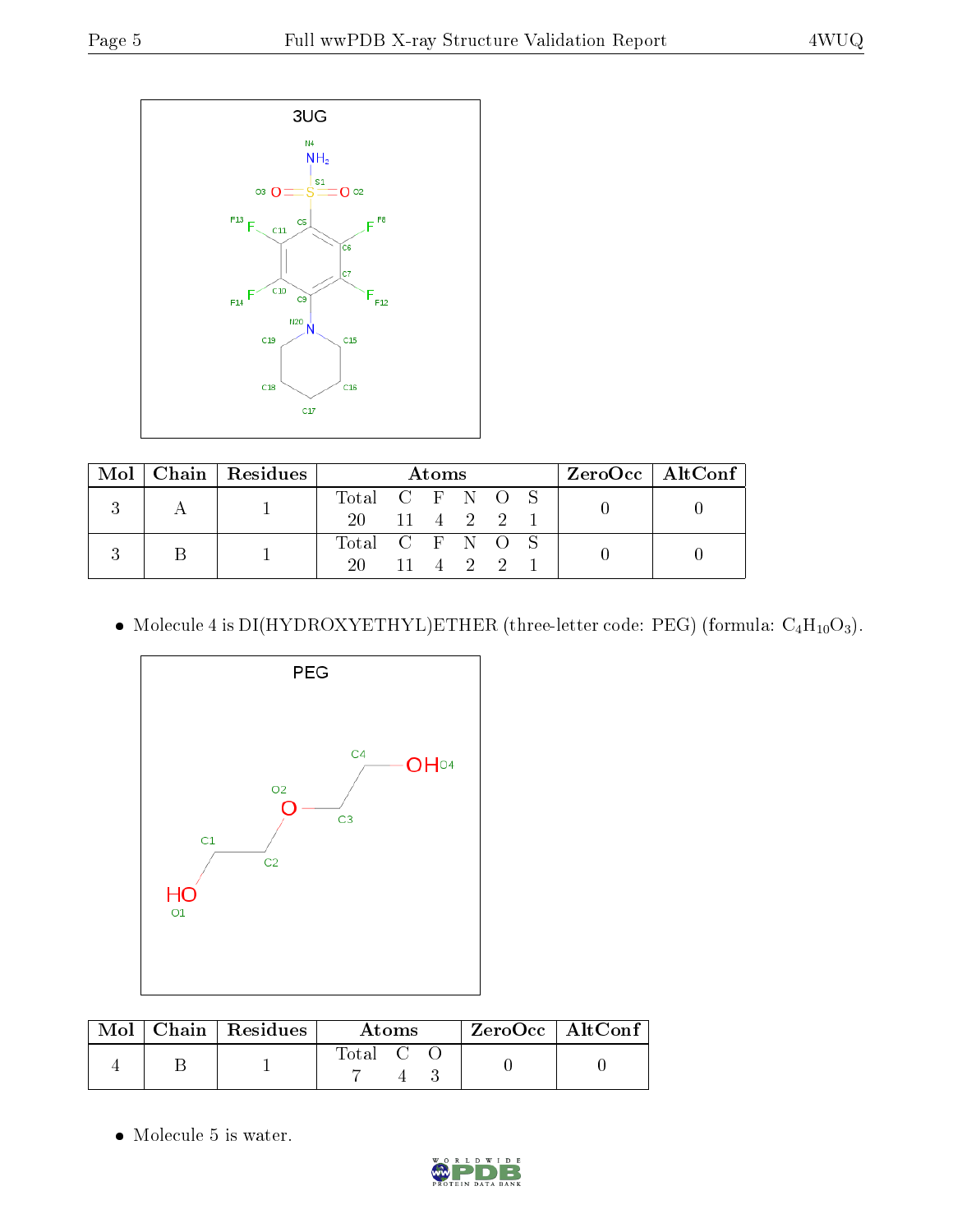3UG

| Mol | Chain | Residues | Atoms | | | | | | ZeroOcc | AltConf |
|---|---|---|---|---|---|---|---|---|---|---|
| | | | Total | C | F | N | O | S | | |
| 3 | A | 1 | 20 | 11 | 4 | 2 | 2 | 1 | 0 | 0 |
| 3 | B | 1 | 20 | 11 | 4 | 2 | 2 | 1 | 0 | 0 |

- Molecule 4 is DI(HYDROXYETHYL)ETHER (three-letter code: PEG) (formula: $C_4H_{10}O_3$).

PEG

| Mol | Chain | Residues | Atoms | | | ZeroOcc | AltConf |
|---|---|---|---|---|---|---|---|
| | | | Total | C | O | | |
| 4 | B | 1 | 7 | 4 | 3 | 0 | 0 |

- Molecule 5 is water.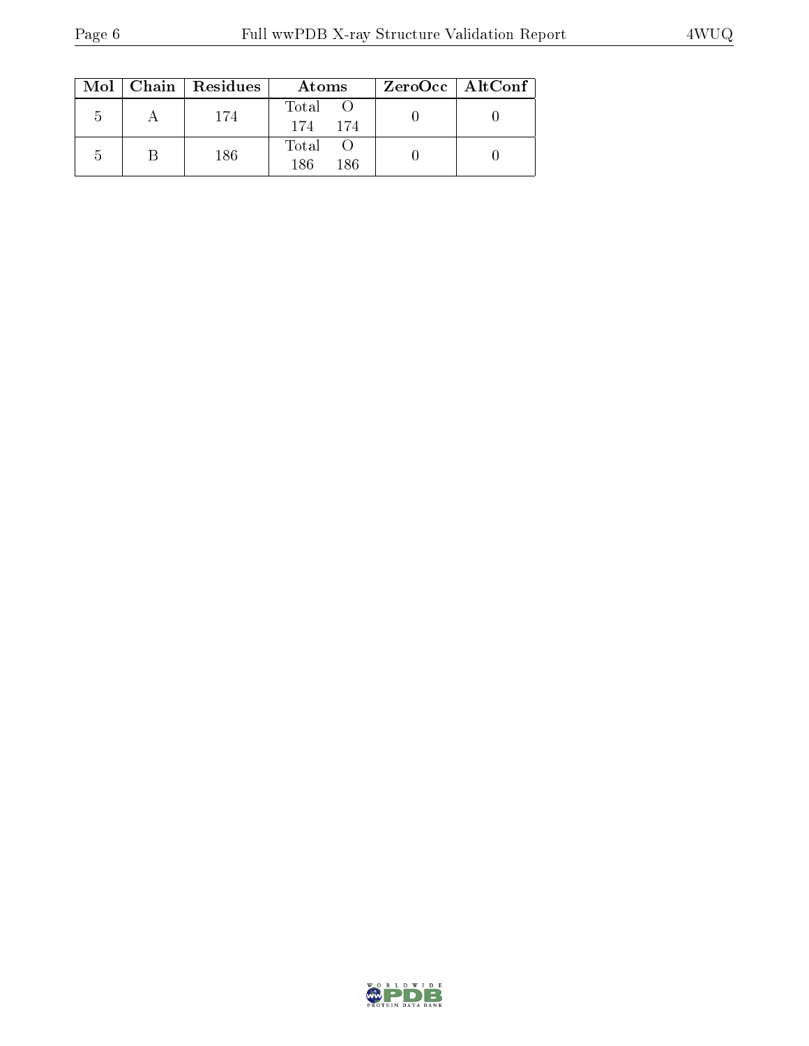| Mol | Chain | Residues | Atoms | | ZeroOcc | AltConf |
|---|---|---|---|---|---|---|
| | | | Total | O | | |
| 5 | A | 174 | 174 | 174 | 0 | 0 |
| 5 | B | 186 | 186 | 186 | 0 | 0 |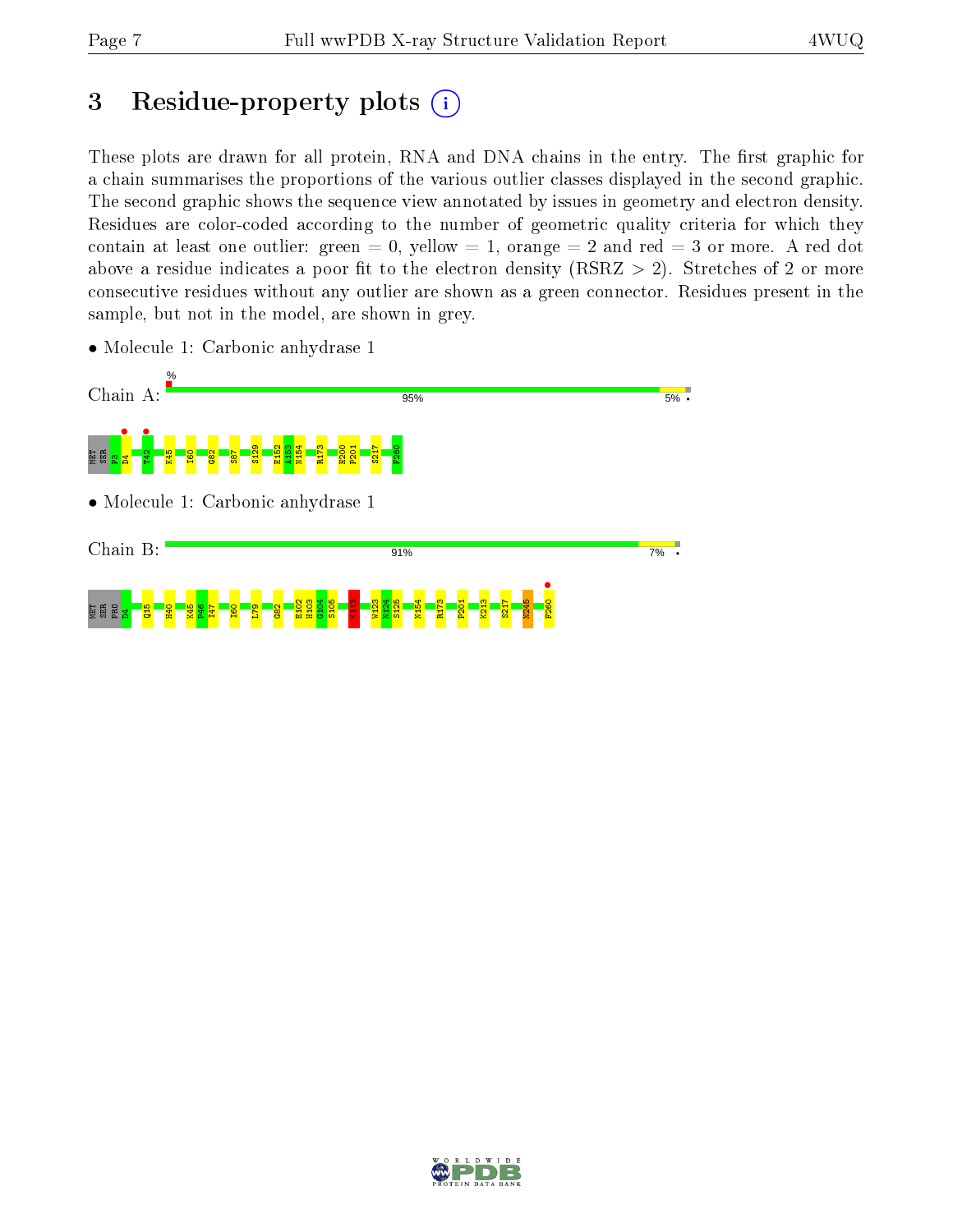# 3 Residue-property plots

These plots are drawn for all protein, RNA and DNA chains in the entry. The first graphic for a chain summarises the proportions of the various outlier classes displayed in the second graphic. The second graphic shows the sequence view annotated by issues in geometry and electron density. Residues are color-coded according to the number of geometric quality criteria for which they contain at least one outlier: green = 0, yellow = 1, orange = 2 and red = 3 or more. A red dot above a residue indicates a poor fit to the electron density (RSRZ > 2). Stretches of 2 or more consecutive residues without any outlier are shown as a green connector. Residues present in the sample, but not in the model, are shown in grey.

- Molecule 1: Carbonic anhydrase 1

Chain A: 95% 5%

MET SER P3 D4 T42 K45 I60 G82 S87 S129 E152 A153 N154 R173 H200 P201 S217 F260

- Molecule 1: Carbonic anhydrase 1

Chain B: 91% 7%

MET SER PRO D4 Q15 H40 K45 P46 I47 I60 L79 G82 E102 H103 G104 S105 K113 W123 N124 S125 N154 R173 P201 K213 S217 N245 F260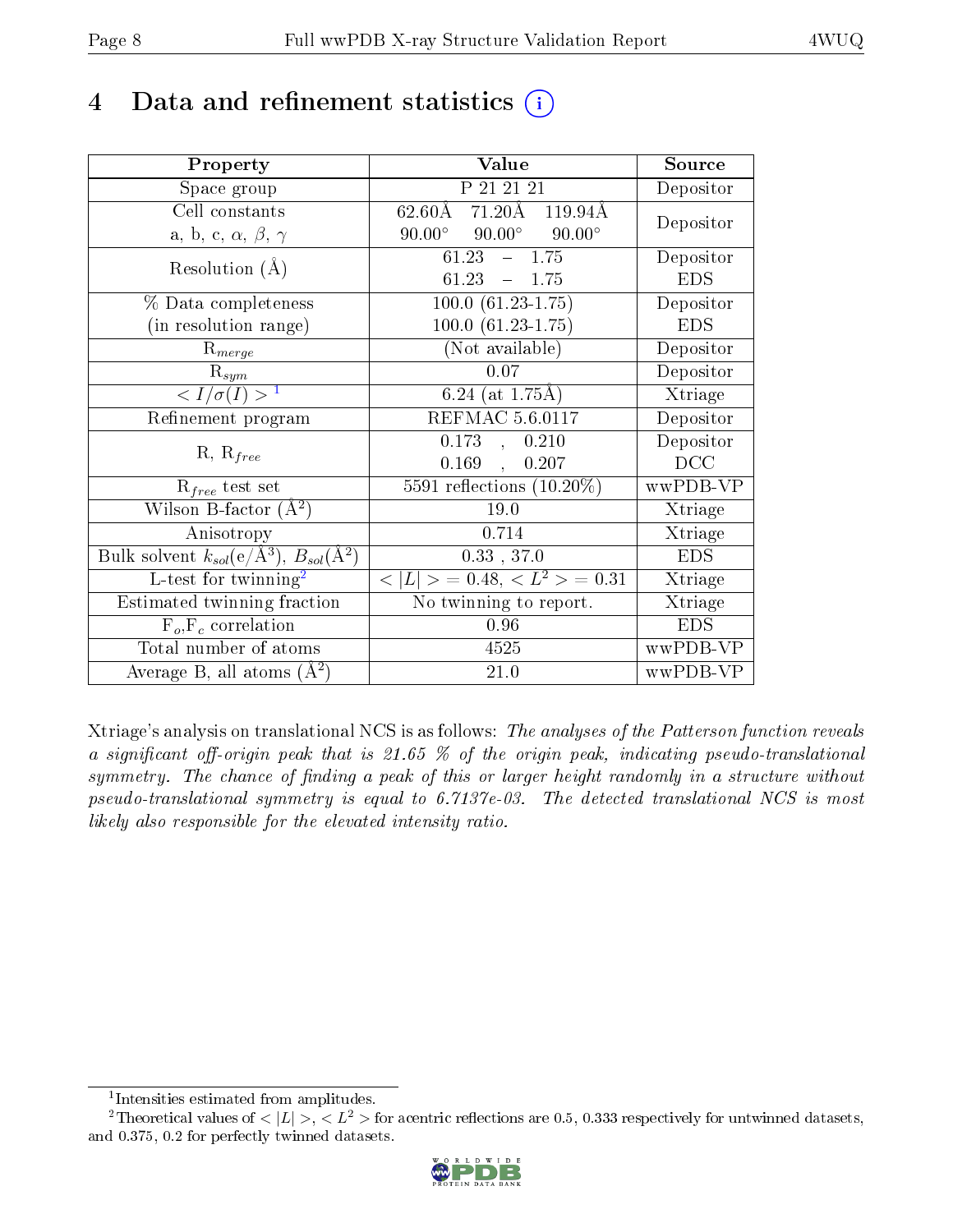# 4 Data and refinement statistics (i)

| Property | Value | Source |
|---|---|---|
| Space group | P 21 21 21 | Depositor |
| Cell constants<br>a, b, c, $\alpha$, $\beta$, $\gamma$ | 62.60Å 71.20Å 119.94Å<br>90.00° 90.00° 90.00° | Depositor |
| Resolution (Å) | 61.23 – 1.75<br>61.23 – 1.75 | Depositor<br>EDS |
| % Data completeness<br>(in resolution range) | 100.0 (61.23-1.75)<br>100.0 (61.23-1.75) | Depositor<br>EDS |
| $R_{merge}$ | (Not available) | Depositor |
| $R_{sym}$ | 0.07 | Depositor |
| $< I/\sigma(I) >$ [1] | 6.24 (at 1.75Å) | Xtriage |
| Refinement program | REFMAC 5.6.0117 | Depositor |
| R, $R_{free}$ | 0.173 , 0.210<br>0.169 , 0.207 | Depositor<br>DCC |
| $R_{free}$ test set | 5591 reflections (10.20%) | wwPDB-VP |
| Wilson B-factor (Å$^2$) | 19.0 | Xtriage |
| Anisotropy | 0.714 | Xtriage |
| Bulk solvent $k_{sol}$(e/Å$^3$), $B_{sol}$(Å$^2$) | 0.33 , 37.0 | EDS |
| L-test for twinning[2] | $< \lvert L \rvert >$ = 0.48, $< L^2 >$ = 0.31 | Xtriage |
| Estimated twinning fraction | No twinning to report. | Xtriage |
| $F_o$,$F_c$ correlation | 0.96 | EDS |
| Total number of atoms | 4525 | wwPDB-VP |
| Average B, all atoms (Å$^2$) | 21.0 | wwPDB-VP |

Xtriage's analysis on translational NCS is as follows: *The analyses of the Patterson function reveals a significant off-origin peak that is 21.65 % of the origin peak, indicating pseudo-translational symmetry. The chance of finding a peak of this or larger height randomly in a structure without pseudo-translational symmetry is equal to 6.7137e-03. The detected translational NCS is most likely also responsible for the elevated intensity ratio.*

[1] Intensities estimated from amplitudes.

[2] Theoretical values of $< \lvert L \rvert >$, $< L^2 >$ for acentric reflections are 0.5, 0.333 respectively for untwinned datasets, and 0.375, 0.2 for perfectly twinned datasets.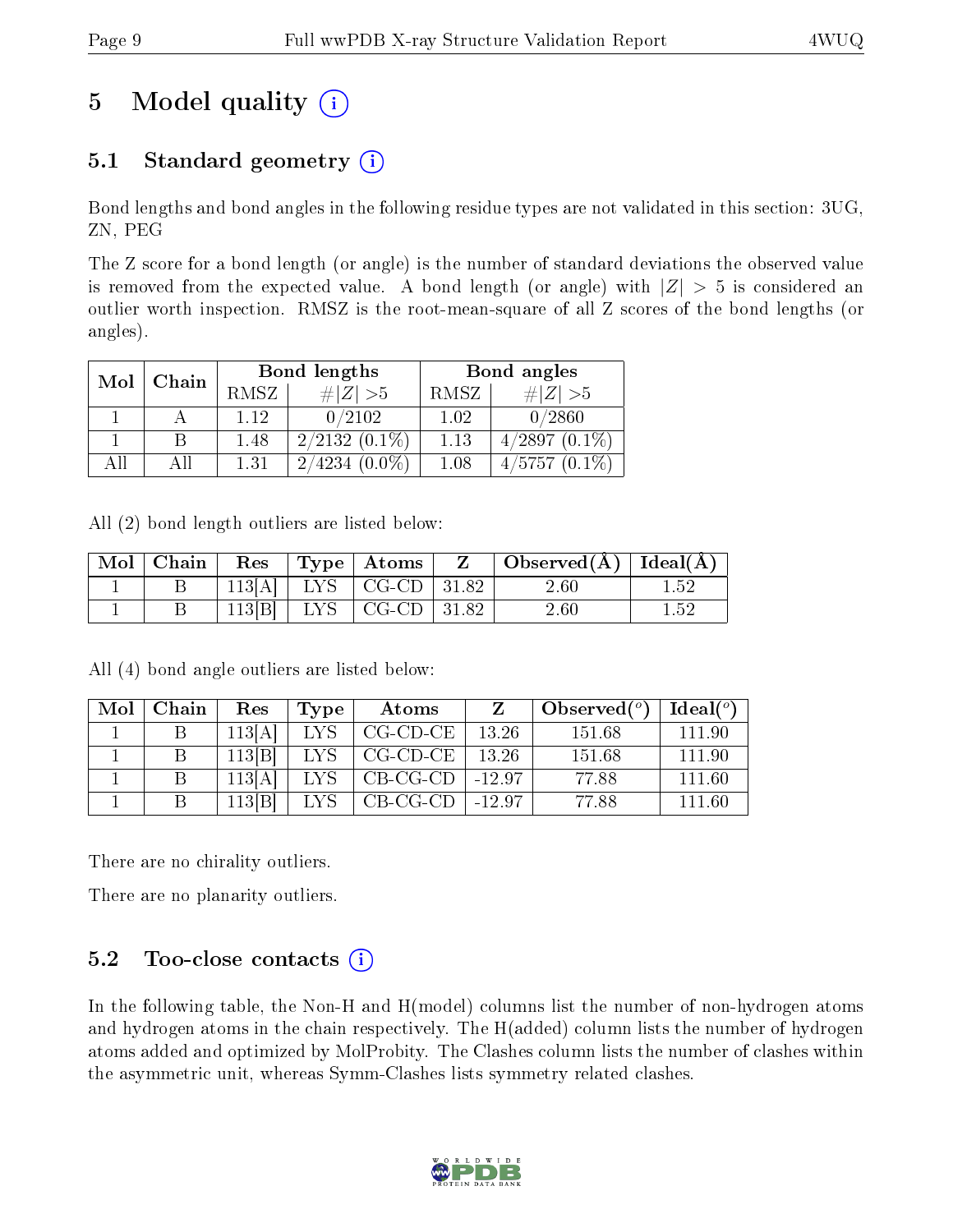# 5 Model quality

## 5.1 Standard geometry

Bond lengths and bond angles in the following residue types are not validated in this section: 3UG, ZN, PEG

The Z score for a bond length (or angle) is the number of standard deviations the observed value is removed from the expected value. A bond length (or angle) with $|Z| > 5$ is considered an outlier worth inspection. RMSZ is the root-mean-square of all Z scores of the bond lengths (or angles).

| Mol | Chain | Bond lengths | | Bond angles | |
|---|---|---|---|---|---|
| | | RMSZ | $\#\|Z\| >5$ | RMSZ | $\#\|Z\| >5$ |
| 1 | A | 1.12 | 0/2102 | 1.02 | 0/2860 |
| 1 | B | 1.48 | 2/2132 (0.1%) | 1.13 | 4/2897 (0.1%) |
| All | All | 1.31 | 2/4234 (0.0%) | 1.08 | 4/5757 (0.1%) |

All (2) bond length outliers are listed below:

| Mol | Chain | Res | Type | Atoms | Z | Observed(Å) | Ideal(Å) |
|---|---|---|---|---|---|---|---|
| 1 | B | 113[A] | LYS | CG-CD | 31.82 | 2.60 | 1.52 |
| 1 | B | 113[B] | LYS | CG-CD | 31.82 | 2.60 | 1.52 |

All (4) bond angle outliers are listed below:

| Mol | Chain | Res | Type | Atoms | Z | Observed($^o$) | Ideal($^o$) |
|---|---|---|---|---|---|---|---|
| 1 | B | 113[A] | LYS | CG-CD-CE | 13.26 | 151.68 | 111.90 |
| 1 | B | 113[B] | LYS | CG-CD-CE | 13.26 | 151.68 | 111.90 |
| 1 | B | 113[A] | LYS | CB-CG-CD | -12.97 | 77.88 | 111.60 |
| 1 | B | 113[B] | LYS | CB-CG-CD | -12.97 | 77.88 | 111.60 |

There are no chirality outliers.

There are no planarity outliers.

## 5.2 Too-close contacts

In the following table, the Non-H and H(model) columns list the number of non-hydrogen atoms and hydrogen atoms in the chain respectively. The H(added) column lists the number of hydrogen atoms added and optimized by MolProbity. The Clashes column lists the number of clashes within the asymmetric unit, whereas Symm-Clashes lists symmetry related clashes.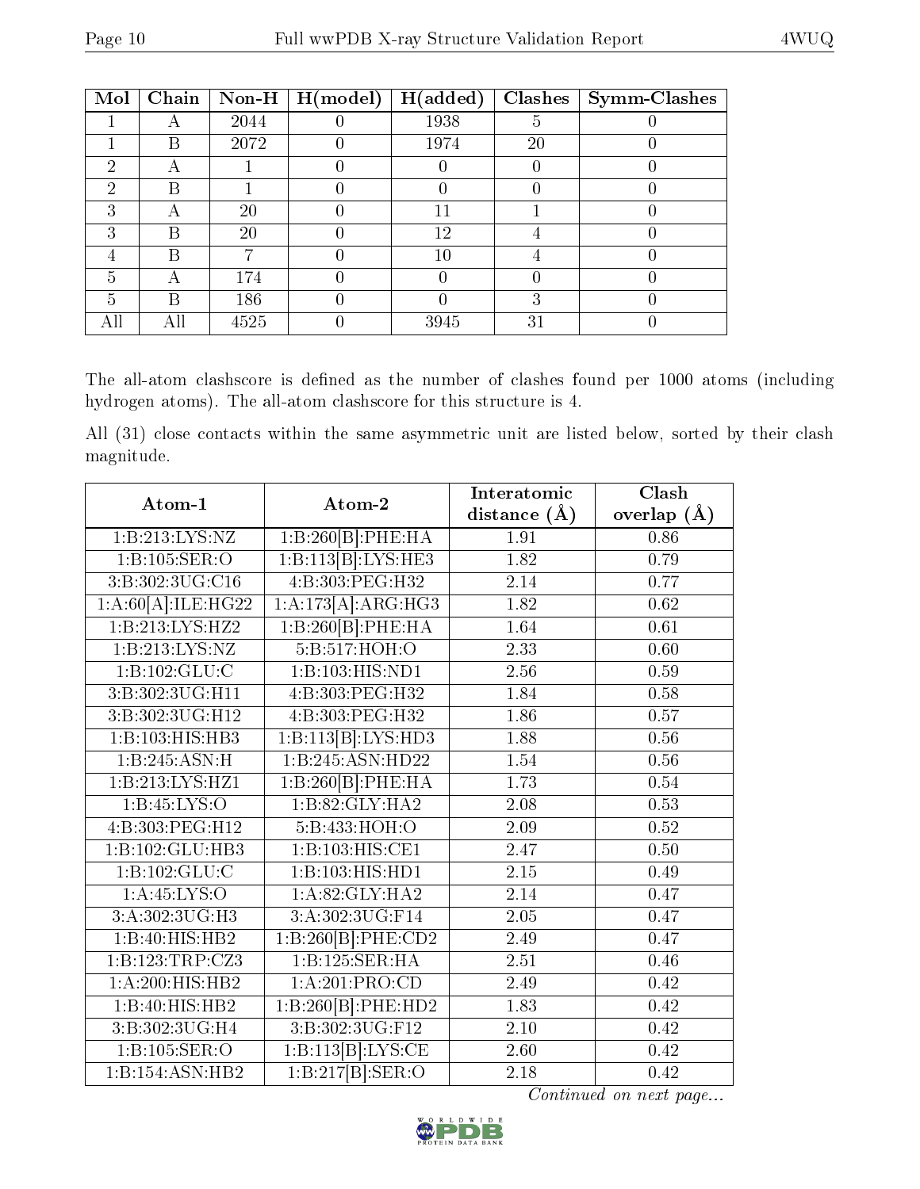| Mol | Chain | Non-H | H(model) | H(added) | Clashes | Symm-Clashes |
|---|---|---|---|---|---|---|
| 1 | A | 2044 | 0 | 1938 | 5 | 0 |
| 1 | B | 2072 | 0 | 1974 | 20 | 0 |
| 2 | A | 1 | 0 | 0 | 0 | 0 |
| 2 | B | 1 | 0 | 0 | 0 | 0 |
| 3 | A | 20 | 0 | 11 | 1 | 0 |
| 3 | B | 20 | 0 | 12 | 4 | 0 |
| 4 | B | 7 | 0 | 10 | 4 | 0 |
| 5 | A | 174 | 0 | 0 | 0 | 0 |
| 5 | B | 186 | 0 | 0 | 3 | 0 |
| All | All | 4525 | 0 | 3945 | 31 | 0 |

The all-atom clashscore is defined as the number of clashes found per 1000 atoms (including hydrogen atoms). The all-atom clashscore for this structure is 4.

All (31) close contacts within the same asymmetric unit are listed below, sorted by their clash magnitude.

| Atom-1 | Atom-2 | Interatomic distance (Å) | Clash overlap (Å) |
|---|---|---|---|
| 1:B:213:LYS:NZ | 1:B:260[B]:PHE:HA | 1.91 | 0.86 |
| 1:B:105:SER:O | 1:B:113[B]:LYS:HE3 | 1.82 | 0.79 |
| 3:B:302:3UG:C16 | 4:B:303:PEG:H32 | 2.14 | 0.77 |
| 1:A:60[A]:ILE:HG22 | 1:A:173[A]:ARG:HG3 | 1.82 | 0.62 |
| 1:B:213:LYS:HZ2 | 1:B:260[B]:PHE:HA | 1.64 | 0.61 |
| 1:B:213:LYS:NZ | 5:B:517:HOH:O | 2.33 | 0.60 |
| 1:B:102:GLU:C | 1:B:103:HIS:ND1 | 2.56 | 0.59 |
| 3:B:302:3UG:H11 | 4:B:303:PEG:H32 | 1.84 | 0.58 |
| 3:B:302:3UG:H12 | 4:B:303:PEG:H32 | 1.86 | 0.57 |
| 1:B:103:HIS:HB3 | 1:B:113[B]:LYS:HD3 | 1.88 | 0.56 |
| 1:B:245:ASN:H | 1:B:245:ASN:HD22 | 1.54 | 0.56 |
| 1:B:213:LYS:HZ1 | 1:B:260[B]:PHE:HA | 1.73 | 0.54 |
| 1:B:45:LYS:O | 1:B:82:GLY:HA2 | 2.08 | 0.53 |
| 4:B:303:PEG:H12 | 5:B:433:HOH:O | 2.09 | 0.52 |
| 1:B:102:GLU:HB3 | 1:B:103:HIS:CE1 | 2.47 | 0.50 |
| 1:B:102:GLU:C | 1:B:103:HIS:HD1 | 2.15 | 0.49 |
| 1:A:45:LYS:O | 1:A:82:GLY:HA2 | 2.14 | 0.47 |
| 3:A:302:3UG:H3 | 3:A:302:3UG:F14 | 2.05 | 0.47 |
| 1:B:40:HIS:HB2 | 1:B:260[B]:PHE:CD2 | 2.49 | 0.47 |
| 1:B:123:TRP:CZ3 | 1:B:125:SER:HA | 2.51 | 0.46 |
| 1:A:200:HIS:HB2 | 1:A:201:PRO:CD | 2.49 | 0.42 |
| 1:B:40:HIS:HB2 | 1:B:260[B]:PHE:HD2 | 1.83 | 0.42 |
| 3:B:302:3UG:H4 | 3:B:302:3UG:F12 | 2.10 | 0.42 |
| 1:B:105:SER:O | 1:B:113[B]:LYS:CE | 2.60 | 0.42 |
| 1:B:154:ASN:HB2 | 1:B:217[B]:SER:O | 2.18 | 0.42 |

*Continued on next page...*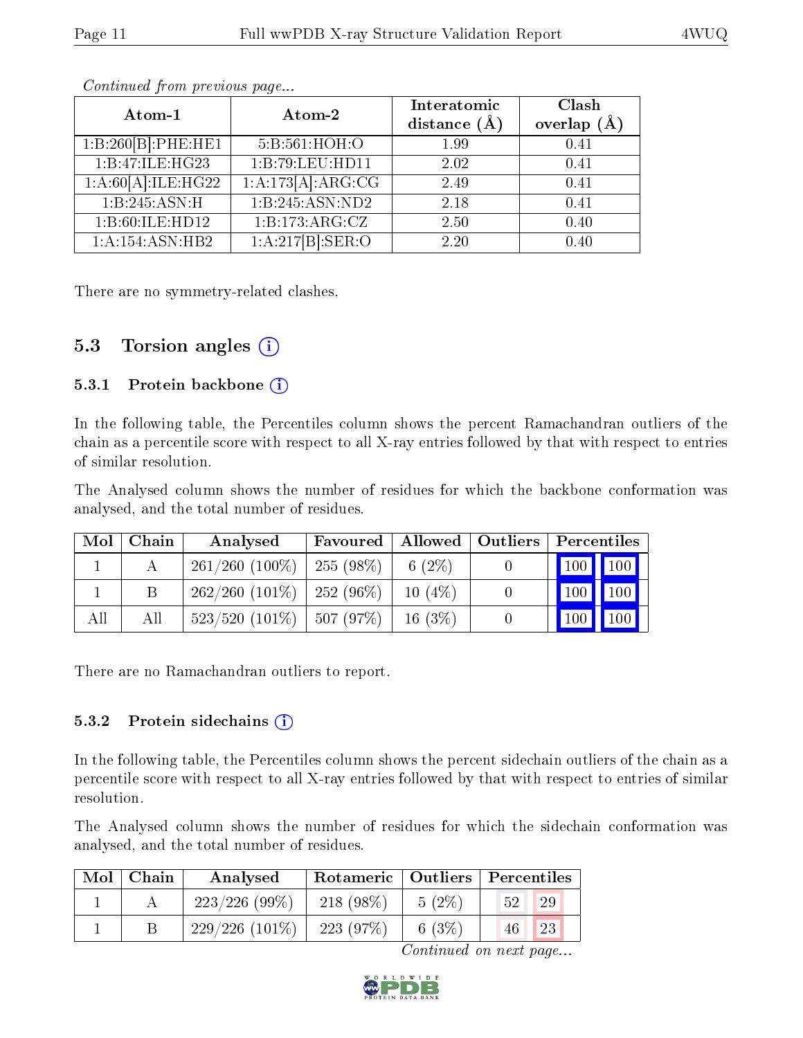*Continued from previous page...*

| Atom-1 | Atom-2 | Interatomic distance (Å) | Clash overlap (Å) |
|---|---|---|---|
| 1:B:260[B]:PHE:HE1 | 5:B:561:HOH:O | 1.99 | 0.41 |
| 1:B:47:ILE:HG23 | 1:B:79:LEU:HD11 | 2.02 | 0.41 |
| 1:A:60[A]:ILE:HG22 | 1:A:173[A]:ARG:CG | 2.49 | 0.41 |
| 1:B:245:ASN:H | 1:B:245:ASN:ND2 | 2.18 | 0.41 |
| 1:B:60:ILE:HD12 | 1:B:173:ARG:CZ | 2.50 | 0.40 |
| 1:A:154:ASN:HB2 | 1:A:217[B]:SER:O | 2.20 | 0.40 |

There are no symmetry-related clashes.

## 5.3 Torsion angles

### 5.3.1 Protein backbone

In the following table, the Percentiles column shows the percent Ramachandran outliers of the chain as a percentile score with respect to all X-ray entries followed by that with respect to entries of similar resolution.

The Analysed column shows the number of residues for which the backbone conformation was analysed, and the total number of residues.

| Mol | Chain | Analysed | Favoured | Allowed | Outliers | Percentiles | |
|---|---|---|---|---|---|---|---|
| 1 | A | 261/260 (100%) | 255 (98%) | 6 (2%) | 0 | 100 | 100 |
| 1 | B | 262/260 (101%) | 252 (96%) | 10 (4%) | 0 | 100 | 100 |
| All | All | 523/520 (101%) | 507 (97%) | 16 (3%) | 0 | 100 | 100 |

There are no Ramachandran outliers to report.

### 5.3.2 Protein sidechains

In the following table, the Percentiles column shows the percent sidechain outliers of the chain as a percentile score with respect to all X-ray entries followed by that with respect to entries of similar resolution.

The Analysed column shows the number of residues for which the sidechain conformation was analysed, and the total number of residues.

| Mol | Chain | Analysed | Rotameric | Outliers | Percentiles | |
|---|---|---|---|---|---|---|
| 1 | A | 223/226 (99%) | 218 (98%) | 5 (2%) | 52 | 29 |
| 1 | B | 229/226 (101%) | 223 (97%) | 6 (3%) | 46 | 23 |

*Continued on next page...*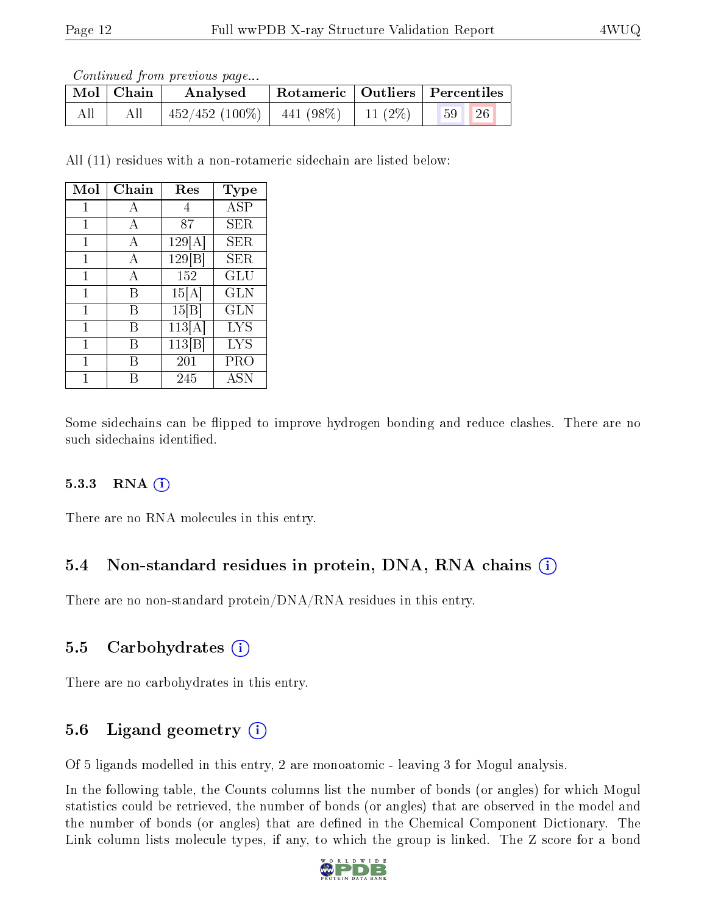*Continued from previous page...*

| Mol | Chain | Analysed | Rotameric | Outliers | Percentiles | |
|---|---|---|---|---|---|---|
| All | All | 452/452 (100%) | 441 (98%) | 11 (2%) | 59 | 26 |

All (11) residues with a non-rotameric sidechain are listed below:

| Mol | Chain | Res | Type |
|---|---|---|---|
| 1 | A | 4 | ASP |
| 1 | A | 87 | SER |
| 1 | A | 129[A] | SER |
| 1 | A | 129[B] | SER |
| 1 | A | 152 | GLU |
| 1 | B | 15[A] | GLN |
| 1 | B | 15[B] | GLN |
| 1 | B | 113[A] | LYS |
| 1 | B | 113[B] | LYS |
| 1 | B | 201 | PRO |
| 1 | B | 245 | ASN |

Some sidechains can be flipped to improve hydrogen bonding and reduce clashes. There are no such sidechains identified.

#### 5.3.3 RNA (i)

There are no RNA molecules in this entry.

### 5.4 Non-standard residues in protein, DNA, RNA chains (i)

There are no non-standard protein/DNA/RNA residues in this entry.

### 5.5 Carbohydrates (i)

There are no carbohydrates in this entry.

### 5.6 Ligand geometry (i)

Of 5 ligands modelled in this entry, 2 are monoatomic - leaving 3 for Mogul analysis.

In the following table, the Counts columns list the number of bonds (or angles) for which Mogul statistics could be retrieved, the number of bonds (or angles) that are observed in the model and the number of bonds (or angles) that are defined in the Chemical Component Dictionary. The Link column lists molecule types, if any, to which the group is linked. The Z score for a bond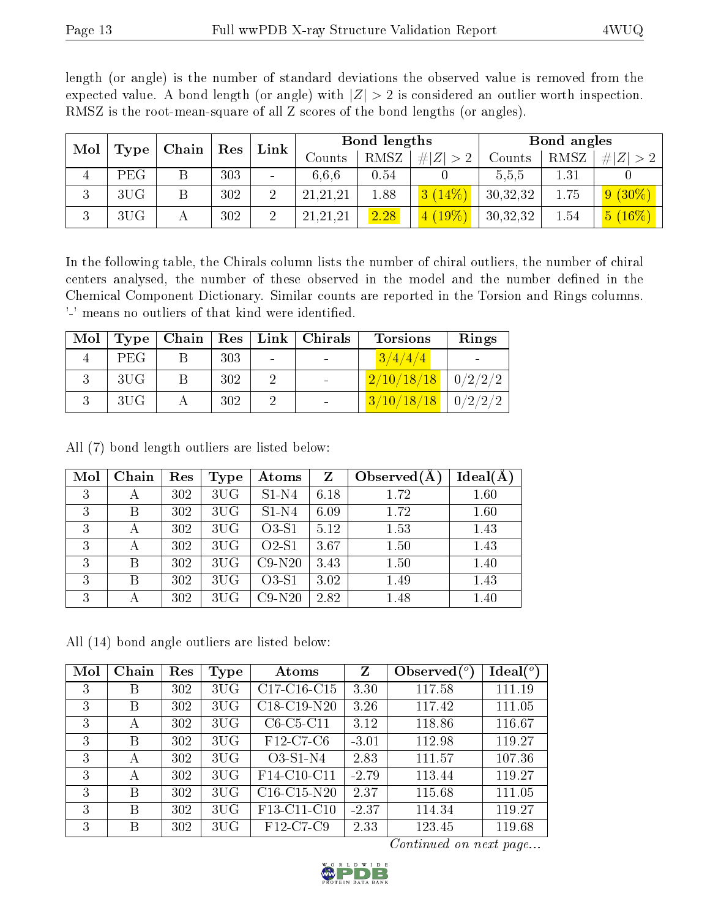length (or angle) is the number of standard deviations the observed value is removed from the expected value. A bond length (or angle) with $|Z| > 2$ is considered an outlier worth inspection. RMSZ is the root-mean-square of all Z scores of the bond lengths (or angles).

| Mol | Type | Chain | Res | Link | Bond lengths | | | Bond angles | | |
|---|---|---|---|---|---|---|---|---|---|---|
| | | | | | Counts | RMSZ | $\#\|Z\| > 2$ | Counts | RMSZ | $\#\|Z\| > 2$ |
| 4 | PEG | B | 303 | - | 6,6,6 | 0.54 | 0 | 5,5,5 | 1.31 | 0 |
| 3 | 3UG | B | 302 | 2 | 21,21,21 | 1.88 | 3 (14%) | 30,32,32 | 1.75 | 9 (30%) |
| 3 | 3UG | A | 302 | 2 | 21,21,21 | 2.28 | 4 (19%) | 30,32,32 | 1.54 | 5 (16%) |

In the following table, the Chirals column lists the number of chiral outliers, the number of chiral centers analysed, the number of these observed in the model and the number defined in the Chemical Component Dictionary. Similar counts are reported in the Torsion and Rings columns. '-' means no outliers of that kind were identified.

| Mol | Type | Chain | Res | Link | Chirals | Torsions | Rings |
|---|---|---|---|---|---|---|---|
| 4 | PEG | B | 303 | - | - | 3/4/4/4 | - |
| 3 | 3UG | B | 302 | 2 | - | 2/10/18/18 | 0/2/2/2 |
| 3 | 3UG | A | 302 | 2 | - | 3/10/18/18 | 0/2/2/2 |

All (7) bond length outliers are listed below:

| Mol | Chain | Res | Type | Atoms | Z | Observed(Å) | Ideal(Å) |
|---|---|---|---|---|---|---|---|
| 3 | A | 302 | 3UG | S1-N4 | 6.18 | 1.72 | 1.60 |
| 3 | B | 302 | 3UG | S1-N4 | 6.09 | 1.72 | 1.60 |
| 3 | A | 302 | 3UG | O3-S1 | 5.12 | 1.53 | 1.43 |
| 3 | A | 302 | 3UG | O2-S1 | 3.67 | 1.50 | 1.43 |
| 3 | B | 302 | 3UG | C9-N20 | 3.43 | 1.50 | 1.40 |
| 3 | B | 302 | 3UG | O3-S1 | 3.02 | 1.49 | 1.43 |
| 3 | A | 302 | 3UG | C9-N20 | 2.82 | 1.48 | 1.40 |

All (14) bond angle outliers are listed below:

| Mol | Chain | Res | Type | Atoms | Z | Observed(°) | Ideal(°) |
|---|---|---|---|---|---|---|---|
| 3 | B | 302 | 3UG | C17-C16-C15 | 3.30 | 117.58 | 111.19 |
| 3 | B | 302 | 3UG | C18-C19-N20 | 3.26 | 117.42 | 111.05 |
| 3 | A | 302 | 3UG | C6-C5-C11 | 3.12 | 118.86 | 116.67 |
| 3 | B | 302 | 3UG | F12-C7-C6 | -3.01 | 112.98 | 119.27 |
| 3 | A | 302 | 3UG | O3-S1-N4 | 2.83 | 111.57 | 107.36 |
| 3 | A | 302 | 3UG | F14-C10-C11 | -2.79 | 113.44 | 119.27 |
| 3 | B | 302 | 3UG | C16-C15-N20 | 2.37 | 115.68 | 111.05 |
| 3 | B | 302 | 3UG | F13-C11-C10 | -2.37 | 114.34 | 119.27 |
| 3 | B | 302 | 3UG | F12-C7-C9 | 2.33 | 123.45 | 119.68 |

*Continued on next page...*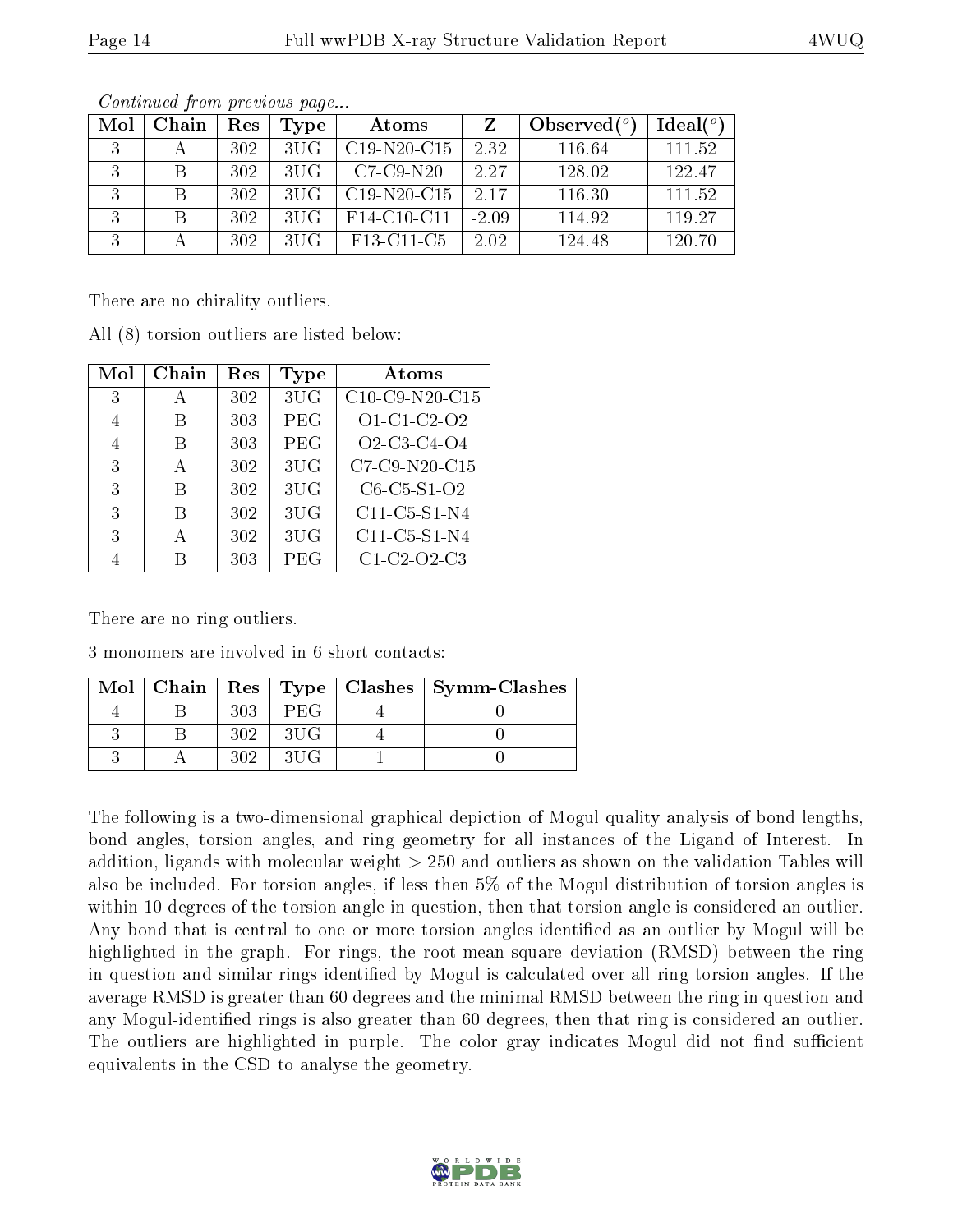*Continued from previous page...*

| Mol | Chain | Res | Type | Atoms | Z | Observed(°) | Ideal(°) |
|---|---|---|---|---|---|---|---|
| 3 | A | 302 | 3UG | C19-N20-C15 | 2.32 | 116.64 | 111.52 |
| 3 | B | 302 | 3UG | C7-C9-N20 | 2.27 | 128.02 | 122.47 |
| 3 | B | 302 | 3UG | C19-N20-C15 | 2.17 | 116.30 | 111.52 |
| 3 | B | 302 | 3UG | F14-C10-C11 | -2.09 | 114.92 | 119.27 |
| 3 | A | 302 | 3UG | F13-C11-C5 | 2.02 | 124.48 | 120.70 |

There are no chirality outliers.

All (8) torsion outliers are listed below:

| Mol | Chain | Res | Type | Atoms |
|---|---|---|---|---|
| 3 | A | 302 | 3UG | C10-C9-N20-C15 |
| 4 | B | 303 | PEG | O1-C1-C2-O2 |
| 4 | B | 303 | PEG | O2-C3-C4-O4 |
| 3 | A | 302 | 3UG | C7-C9-N20-C15 |
| 3 | B | 302 | 3UG | C6-C5-S1-O2 |
| 3 | B | 302 | 3UG | C11-C5-S1-N4 |
| 3 | A | 302 | 3UG | C11-C5-S1-N4 |
| 4 | B | 303 | PEG | C1-C2-O2-C3 |

There are no ring outliers.

3 monomers are involved in 6 short contacts:

| Mol | Chain | Res | Type | Clashes | Symm-Clashes |
|---|---|---|---|---|---|
| 4 | B | 303 | PEG | 4 | 0 |
| 3 | B | 302 | 3UG | 4 | 0 |
| 3 | A | 302 | 3UG | 1 | 0 |

The following is a two-dimensional graphical depiction of Mogul quality analysis of bond lengths, bond angles, torsion angles, and ring geometry for all instances of the Ligand of Interest. In addition, ligands with molecular weight > 250 and outliers as shown on the validation Tables will also be included. For torsion angles, if less then 5% of the Mogul distribution of torsion angles is within 10 degrees of the torsion angle in question, then that torsion angle is considered an outlier. Any bond that is central to one or more torsion angles identified as an outlier by Mogul will be highlighted in the graph. For rings, the root-mean-square deviation (RMSD) between the ring in question and similar rings identified by Mogul is calculated over all ring torsion angles. If the average RMSD is greater than 60 degrees and the minimal RMSD between the ring in question and any Mogul-identified rings is also greater than 60 degrees, then that ring is considered an outlier. The outliers are highlighted in purple. The color gray indicates Mogul did not find sufficient equivalents in the CSD to analyse the geometry.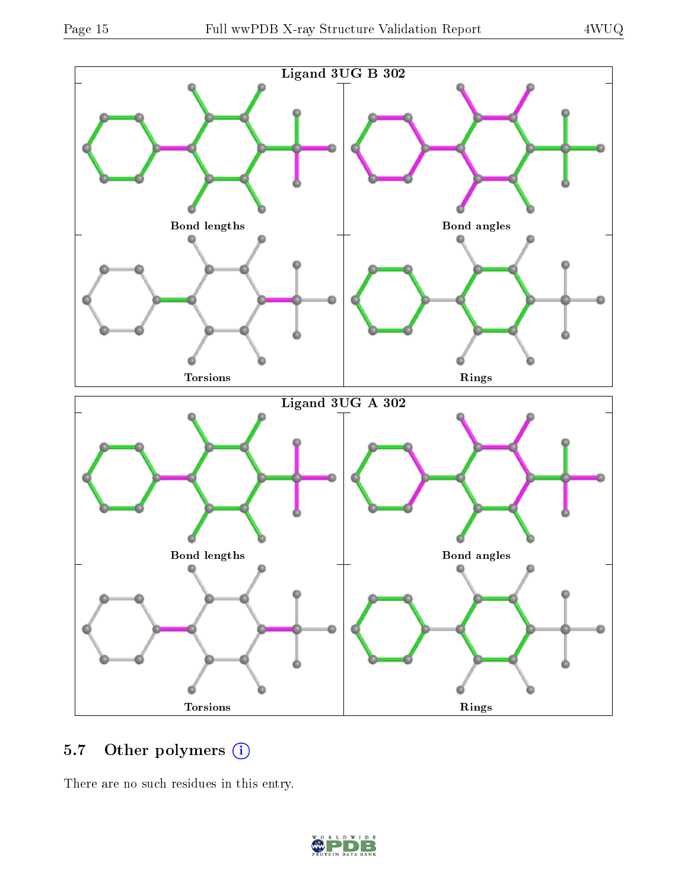Ligand 3UG B 302

Bond lengths

Bond angles

Torsions

Rings

Ligand 3UG A 302

Bond lengths

Bond angles

Torsions

Rings

## 5.7 Other polymers

There are no such residues in this entry.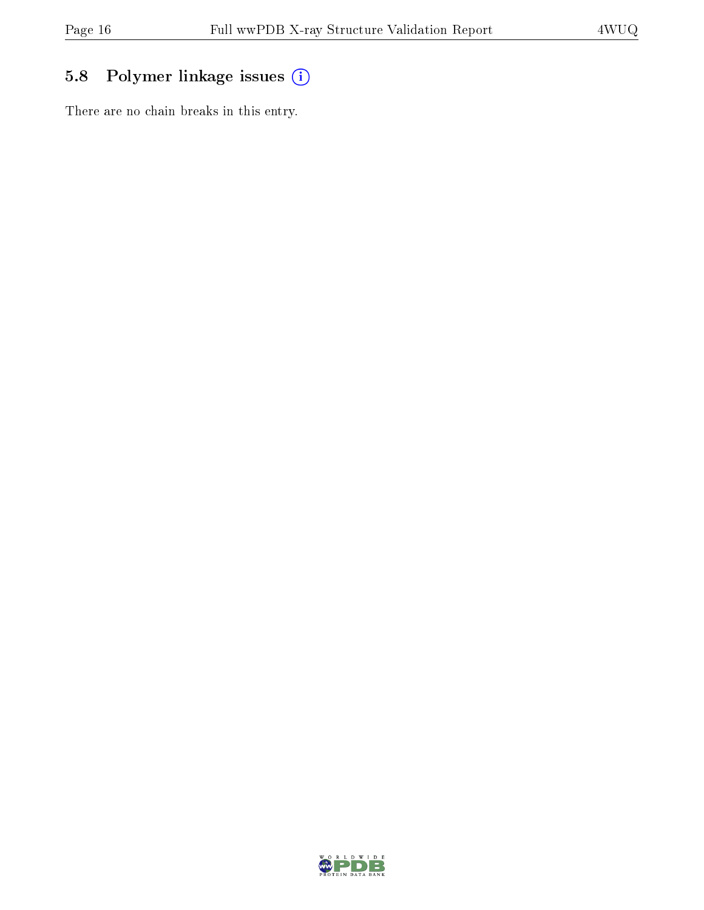## 5.8 Polymer linkage issues (i)

There are no chain breaks in this entry.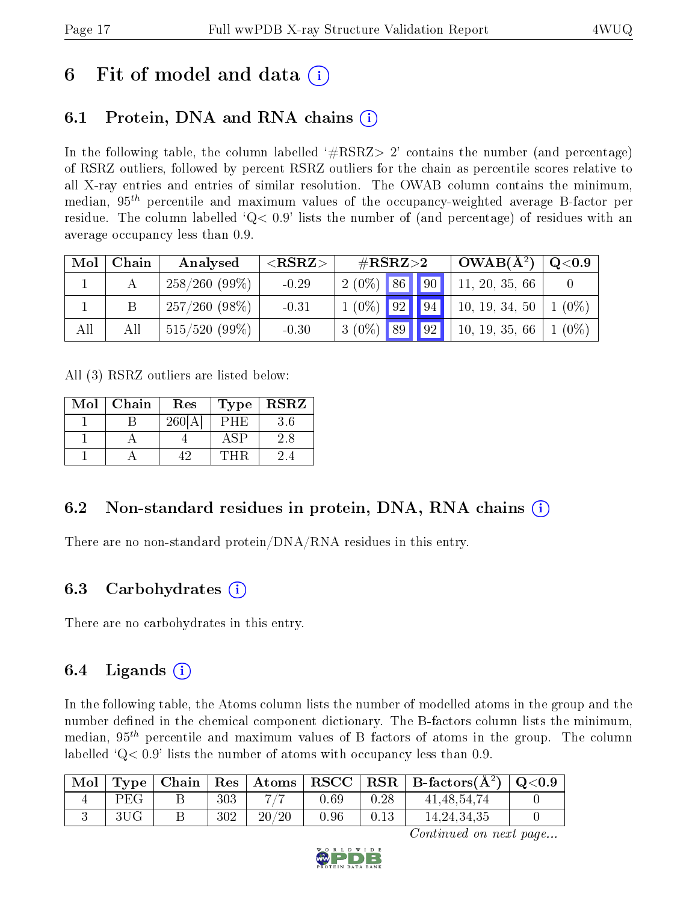# 6 Fit of model and data (i)

## 6.1 Protein, DNA and RNA chains (i)

In the following table, the column labelled '#RSRZ> 2' contains the number (and percentage) of RSRZ outliers, followed by percent RSRZ outliers for the chain as percentile scores relative to all X-ray entries and entries of similar resolution. The OWAB column contains the minimum, median, $95^{th}$ percentile and maximum values of the occupancy-weighted average B-factor per residue. The column labelled 'Q< 0.9' lists the number of (and percentage) of residues with an average occupancy less than 0.9.

| Mol | Chain | Analysed | <RSRZ> | #RSRZ>2 | | | OWAB(Å$^2$) | Q<0.9 |
|---|---|---|---|---|---|---|---|---|
| 1 | A | 258/260 (99%) | -0.29 | 2 (0%) | 86 | 90 | 11, 20, 35, 66 | 0 |
| 1 | B | 257/260 (98%) | -0.31 | 1 (0%) | 92 | 94 | 10, 19, 34, 50 | 1 (0%) |
| All | All | 515/520 (99%) | -0.30 | 3 (0%) | 89 | 92 | 10, 19, 35, 66 | 1 (0%) |

All (3) RSRZ outliers are listed below:

| Mol | Chain | Res | Type | RSRZ |
|---|---|---|---|---|
| 1 | B | 260[A] | PHE | 3.6 |
| 1 | A | 4 | ASP | 2.8 |
| 1 | A | 42 | THR | 2.4 |

## 6.2 Non-standard residues in protein, DNA, RNA chains (i)

There are no non-standard protein/DNA/RNA residues in this entry.

## 6.3 Carbohydrates (i)

There are no carbohydrates in this entry.

## 6.4 Ligands (i)

In the following table, the Atoms column lists the number of modelled atoms in the group and the number defined in the chemical component dictionary. The B-factors column lists the minimum, median, $95^{th}$ percentile and maximum values of B factors of atoms in the group. The column labelled 'Q< 0.9' lists the number of atoms with occupancy less than 0.9.

| Mol | Type | Chain | Res | Atoms | RSCC | RSR | B-factors(Å$^2$) | Q<0.9 |
|---|---|---|---|---|---|---|---|---|
| 4 | PEG | B | 303 | 7/7 | 0.69 | 0.28 | 41,48,54,74 | 0 |
| 3 | 3UG | B | 302 | 20/20 | 0.96 | 0.13 | 14,24,34,35 | 0 |

*Continued on next page...*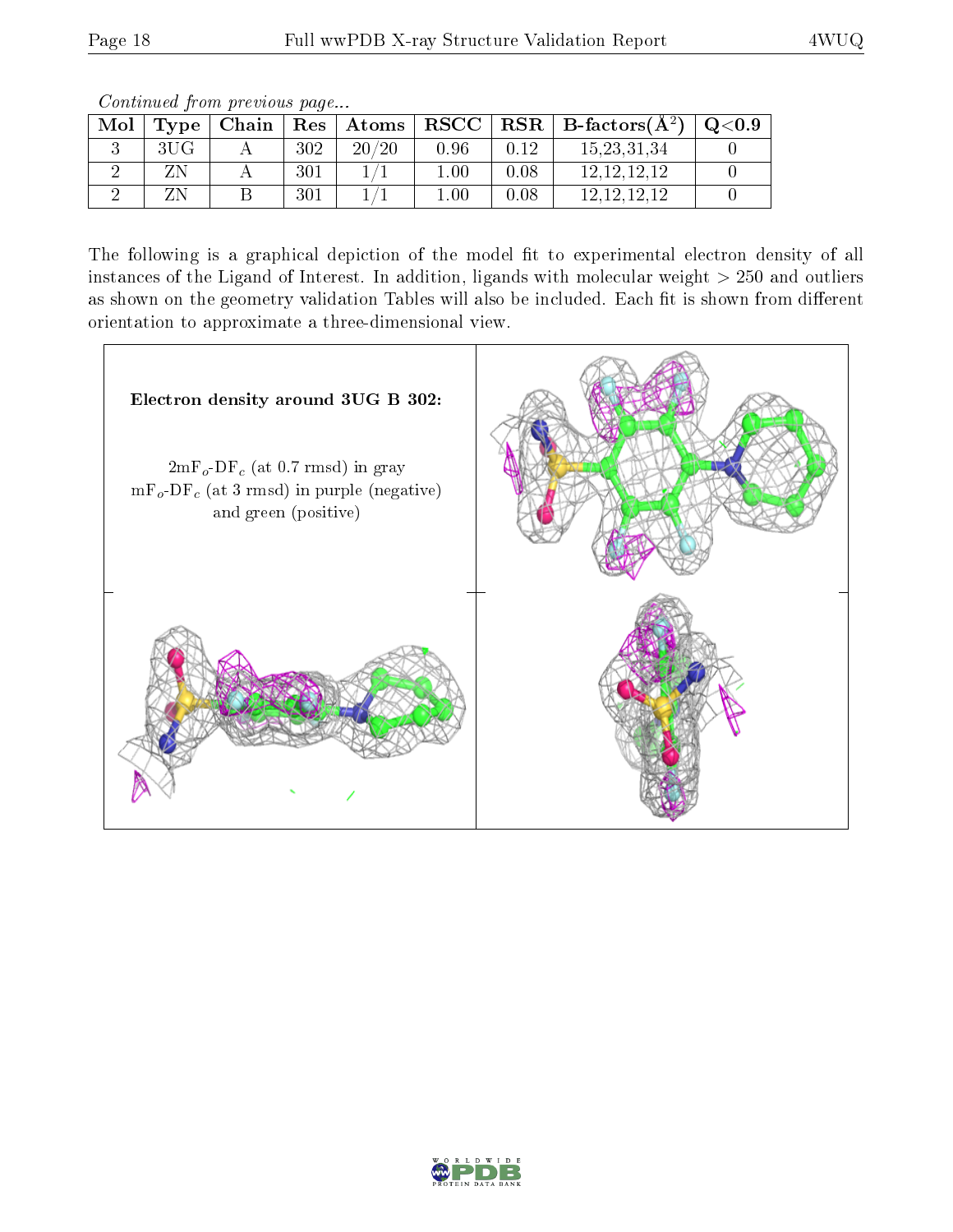*Continued from previous page...*

| Mol | Type | Chain | Res | Atoms | RSCC | RSR | B-factors($Å^2$) | Q<0.9 |
|---|---|---|---|---|---|---|---|---|
| 3 | 3UG | A | 302 | 20/20 | 0.96 | 0.12 | 15,23,31,34 | 0 |
| 2 | ZN | A | 301 | 1/1 | 1.00 | 0.08 | 12,12,12,12 | 0 |
| 2 | ZN | B | 301 | 1/1 | 1.00 | 0.08 | 12,12,12,12 | 0 |

The following is a graphical depiction of the model fit to experimental electron density of all instances of the Ligand of Interest. In addition, ligands with molecular weight > 250 and outliers as shown on the geometry validation Tables will also be included. Each fit is shown from different orientation to approximate a three-dimensional view.

**Electron density around 3UG B 302:**

$2mF_o$-$DF_c$ (at 0.7 rmsd) in gray
$mF_o$-$DF_c$ (at 3 rmsd) in purple (negative) and green (positive)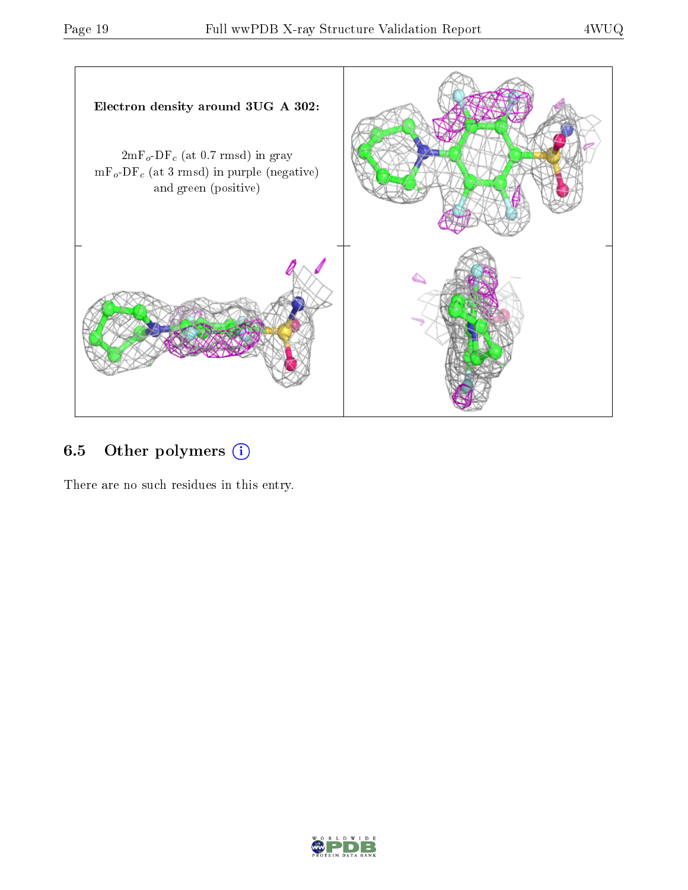Electron density around 3UG A 302:

$2mF_o$-$DF_c$ (at 0.7 rmsd) in gray
$mF_o$-$DF_c$ (at 3 rmsd) in purple (negative)
and green (positive)

## 6.5 Other polymers

There are no such residues in this entry.